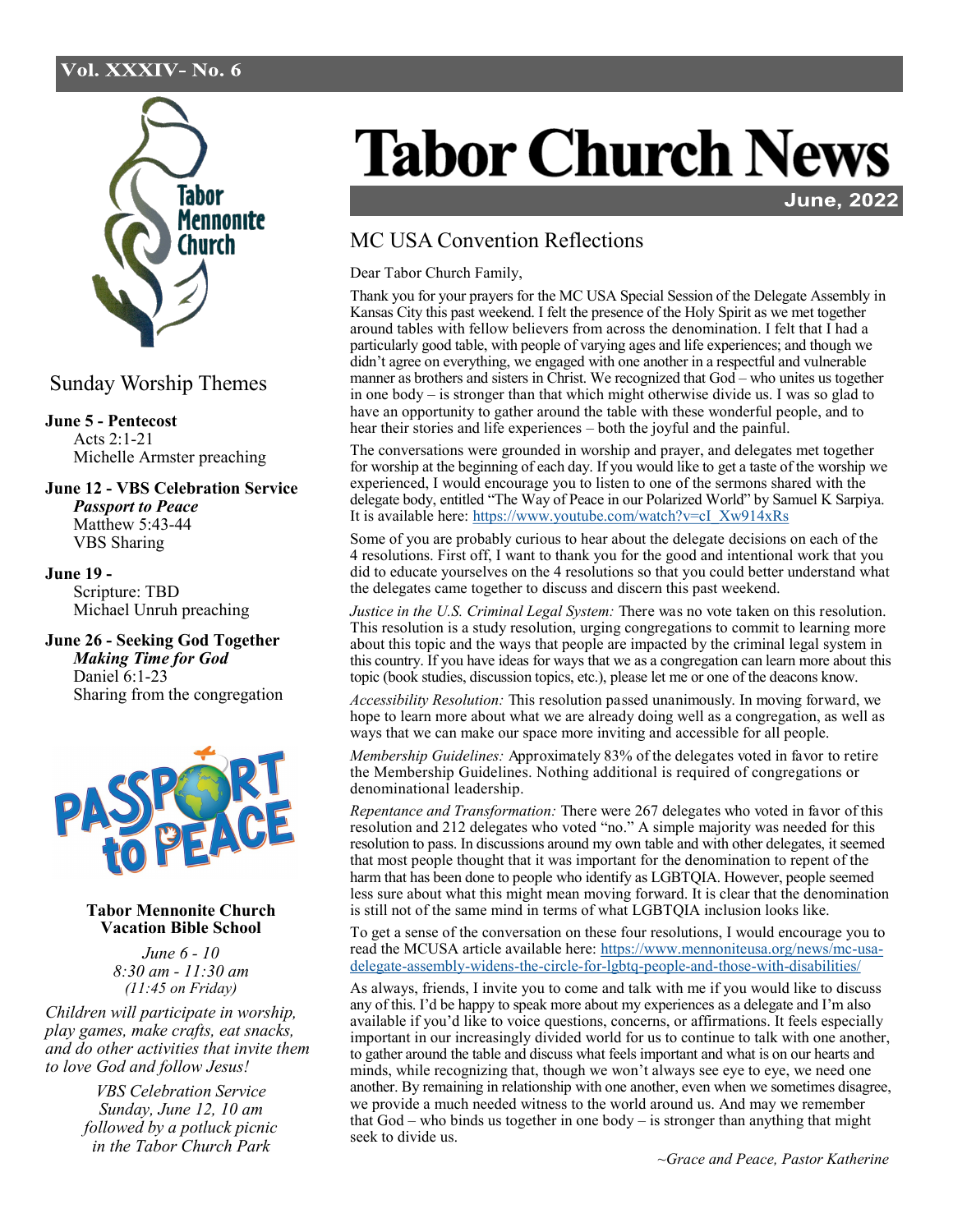Vol. XXXIV- No. 6

# Tabor Church News

**June, 2022**

## Sunday Worship Themes

**June 5 - Pentecost**
Acts 2:1-21
Michelle Armster preaching

**June 12 - VBS Celebration Service**
***Passport to Peace***
Matthew 5:43-44
VBS Sharing

**June 19 -**
Scripture: TBD
Michael Unruh preaching

**June 26 - Seeking God Together**
***Making Time for God***
Daniel 6:1-23
Sharing from the congregation

**Tabor Mennonite Church Vacation Bible School**

*June 6 - 10*
*8:30 am - 11:30 am*
*(11:45 on Friday)*

*Children will participate in worship, play games, make crafts, eat snacks, and do other activities that invite them to love God and follow Jesus!*

*VBS Celebration Service*
*Sunday, June 12, 10 am*
*followed by a potluck picnic in the Tabor Church Park*

## MC USA Convention Reflections

Dear Tabor Church Family,

Thank you for your prayers for the MC USA Special Session of the Delegate Assembly in Kansas City this past weekend. I felt the presence of the Holy Spirit as we met together around tables with fellow believers from across the denomination. I felt that I had a particularly good table, with people of varying ages and life experiences; and though we didn't agree on everything, we engaged with one another in a respectful and vulnerable manner as brothers and sisters in Christ. We recognized that God – who unites us together in one body – is stronger than that which might otherwise divide us. I was so glad to have an opportunity to gather around the table with these wonderful people, and to hear their stories and life experiences – both the joyful and the painful.

The conversations were grounded in worship and prayer, and delegates met together for worship at the beginning of each day. If you would like to get a taste of the worship we experienced, I would encourage you to listen to one of the sermons shared with the delegate body, entitled "The Way of Peace in our Polarized World" by Samuel K Sarpiya. It is available here: https://www.youtube.com/watch?v=cI_Xw914xRs

Some of you are probably curious to hear about the delegate decisions on each of the 4 resolutions. First off, I want to thank you for the good and intentional work that you did to educate yourselves on the 4 resolutions so that you could better understand what the delegates came together to discuss and discern this past weekend.

*Justice in the U.S. Criminal Legal System:* There was no vote taken on this resolution. This resolution is a study resolution, urging congregations to commit to learning more about this topic and the ways that people are impacted by the criminal legal system in this country. If you have ideas for ways that we as a congregation can learn more about this topic (book studies, discussion topics, etc.), please let me or one of the deacons know.

*Accessibility Resolution:* This resolution passed unanimously. In moving forward, we hope to learn more about what we are already doing well as a congregation, as well as ways that we can make our space more inviting and accessible for all people.

*Membership Guidelines:* Approximately 83% of the delegates voted in favor to retire the Membership Guidelines. Nothing additional is required of congregations or denominational leadership.

*Repentance and Transformation:* There were 267 delegates who voted in favor of this resolution and 212 delegates who voted "no." A simple majority was needed for this resolution to pass. In discussions around my own table and with other delegates, it seemed that most people thought that it was important for the denomination to repent of the harm that has been done to people who identify as LGBTQIA. However, people seemed less sure about what this might mean moving forward. It is clear that the denomination is still not of the same mind in terms of what LGBTQIA inclusion looks like.

To get a sense of the conversation on these four resolutions, I would encourage you to read the MCUSA article available here: https://www.mennoniteusa.org/news/mc-usa-delegate-assembly-widens-the-circle-for-lgbtq-people-and-those-with-disabilities/

As always, friends, I invite you to come and talk with me if you would like to discuss any of this. I'd be happy to speak more about my experiences as a delegate and I'm also available if you'd like to voice questions, concerns, or affirmations. It feels especially important in our increasingly divided world for us to continue to talk with one another, to gather around the table and discuss what feels important and what is on our hearts and minds, while recognizing that, though we won't always see eye to eye, we need one another. By remaining in relationship with one another, even when we sometimes disagree, we provide a much needed witness to the world around us. And may we remember that God – who binds us together in one body – is stronger than anything that might seek to divide us.

*~Grace and Peace, Pastor Katherine*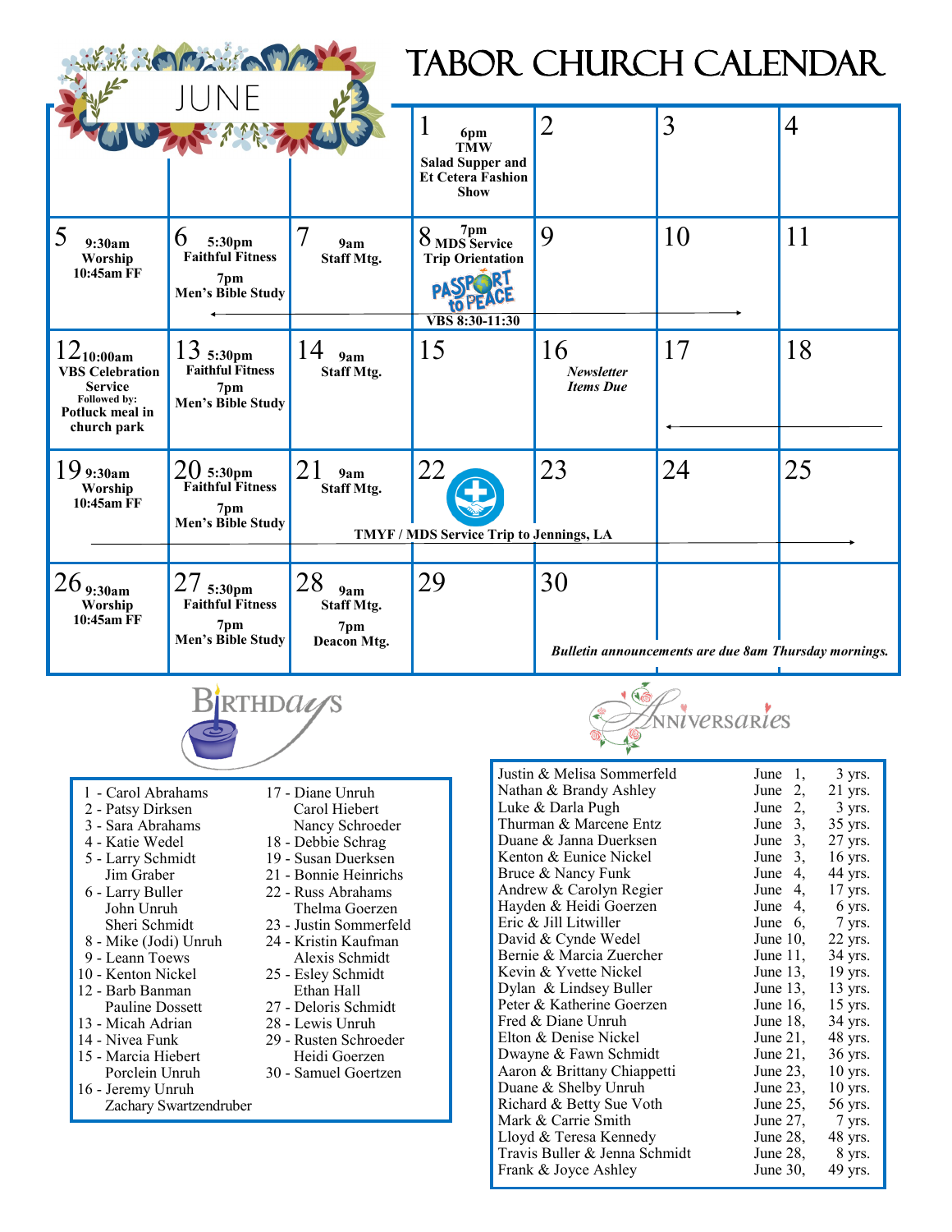# TABOR CHURCH CALENDAR

## JUNE

| | | | | | | |
|---|---|---|---|---|---|---|
| | | | 1 **6pm TMW Salad Supper and Et Cetera Fashion Show** | 2 | 3 | 4 |
| 5 **9:30am Worship** **10:45am FF** | 6 **5:30pm Faithful Fitness** **7pm Men's Bible Study** | 7 **9am Staff Mtg.** | 8 **7pm MDS Service Trip Orientation** PASSPORT to PEACE **VBS 8:30-11:30** | 9 | 10 | 11 |
| 12 **10:00am VBS Celebration Service** Followed by: **Potluck meal in church park** | 13 **5:30pm Faithful Fitness** **7pm Men's Bible Study** | 14 **9am Staff Mtg.** | 15 | 16 ***Newsletter Items Due*** | 17 | 18 |
| 19 **9:30am Worship** **10:45am FF** | 20 **5:30pm Faithful Fitness** **7pm Men's Bible Study** | 21 **9am Staff Mtg.** | 22 **TMYF / MDS Service Trip to Jennings, LA** | 23 | 24 | 25 |
| 26 **9:30am Worship** **10:45am FF** | 27 **5:30pm Faithful Fitness** **7pm Men's Bible Study** | 28 **9am Staff Mtg.** **7pm Deacon Mtg.** | 29 | 30 | | |

***Bulletin announcements are due 8am Thursday mornings.***

## Birthdays

1 - Carol Abrahams
2 - Patsy Dirksen
3 - Sara Abrahams
4 - Katie Wedel
5 - Larry Schmidt
  Jim Graber
6 - Larry Buller
  John Unruh
  Sheri Schmidt
8 - Mike (Jodi) Unruh
9 - Leann Toews
10 - Kenton Nickel
12 - Barb Banman
  Pauline Dossett
13 - Micah Adrian
14 - Nivea Funk
15 - Marcia Hiebert
  Porclein Unruh
16 - Jeremy Unruh
  Zachary Swartzendruber
17 - Diane Unruh
  Carol Hiebert
  Nancy Schroeder
18 - Debbie Schrag
19 - Susan Duerksen
21 - Bonnie Heinrichs
22 - Russ Abrahams
  Thelma Goerzen
23 - Justin Sommerfeld
24 - Kristin Kaufman
  Alexis Schmidt
25 - Esley Schmidt
  Ethan Hall
27 - Deloris Schmidt
28 - Lewis Unruh
29 - Rusten Schroeder
  Heidi Goerzen
30 - Samuel Goertzen

## Anniversaries

| | | |
|---|---|---|
| Justin & Melisa Sommerfeld | June 1, | 3 yrs. |
| Nathan & Brandy Ashley | June 2, | 21 yrs. |
| Luke & Darla Pugh | June 2, | 3 yrs. |
| Thurman & Marcene Entz | June 3, | 35 yrs. |
| Duane & Janna Duerksen | June 3, | 27 yrs. |
| Kenton & Eunice Nickel | June 3, | 16 yrs. |
| Bruce & Nancy Funk | June 4, | 44 yrs. |
| Andrew & Carolyn Regier | June 4, | 17 yrs. |
| Hayden & Heidi Goerzen | June 4, | 6 yrs. |
| Eric & Jill Litwiller | June 6, | 7 yrs. |
| David & Cynde Wedel | June 10, | 22 yrs. |
| Bernie & Marcia Zuercher | June 11, | 34 yrs. |
| Kevin & Yvette Nickel | June 13, | 19 yrs. |
| Dylan & Lindsey Buller | June 13, | 13 yrs. |
| Peter & Katherine Goerzen | June 16, | 15 yrs. |
| Fred & Diane Unruh | June 18, | 34 yrs. |
| Elton & Denise Nickel | June 21, | 48 yrs. |
| Dwayne & Fawn Schmidt | June 21, | 36 yrs. |
| Aaron & Brittany Chiappetti | June 23, | 10 yrs. |
| Duane & Shelby Unruh | June 23, | 10 yrs. |
| Richard & Betty Sue Voth | June 25, | 56 yrs. |
| Mark & Carrie Smith | June 27, | 7 yrs. |
| Lloyd & Teresa Kennedy | June 28, | 48 yrs. |
| Travis Buller & Jenna Schmidt | June 28, | 8 yrs. |
| Frank & Joyce Ashley | June 30, | 49 yrs. |